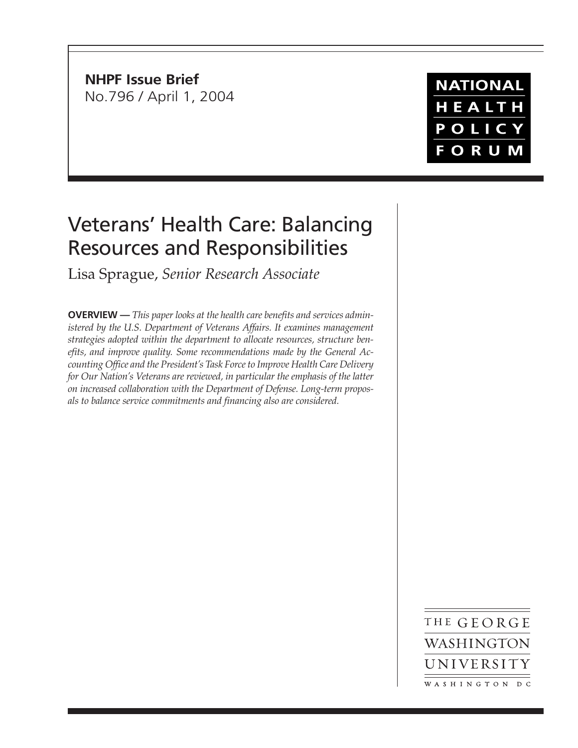**NHPF Issue Brief**
No.796 / April 1, 2004

NATIONAL HEALTH POLICY FORUM

# Veterans' Health Care: Balancing Resources and Responsibilities

Lisa Sprague, *Senior Research Associate*

**OVERVIEW —** *This paper looks at the health care benefits and services administered by the U.S. Department of Veterans Affairs. It examines management strategies adopted within the department to allocate resources, structure benefits, and improve quality. Some recommendations made by the General Accounting Office and the President's Task Force to Improve Health Care Delivery for Our Nation's Veterans are reviewed, in particular the emphasis of the latter on increased collaboration with the Department of Defense. Long-term proposals to balance service commitments and financing also are considered.*

THE GEORGE WASHINGTON UNIVERSITY
WASHINGTON DC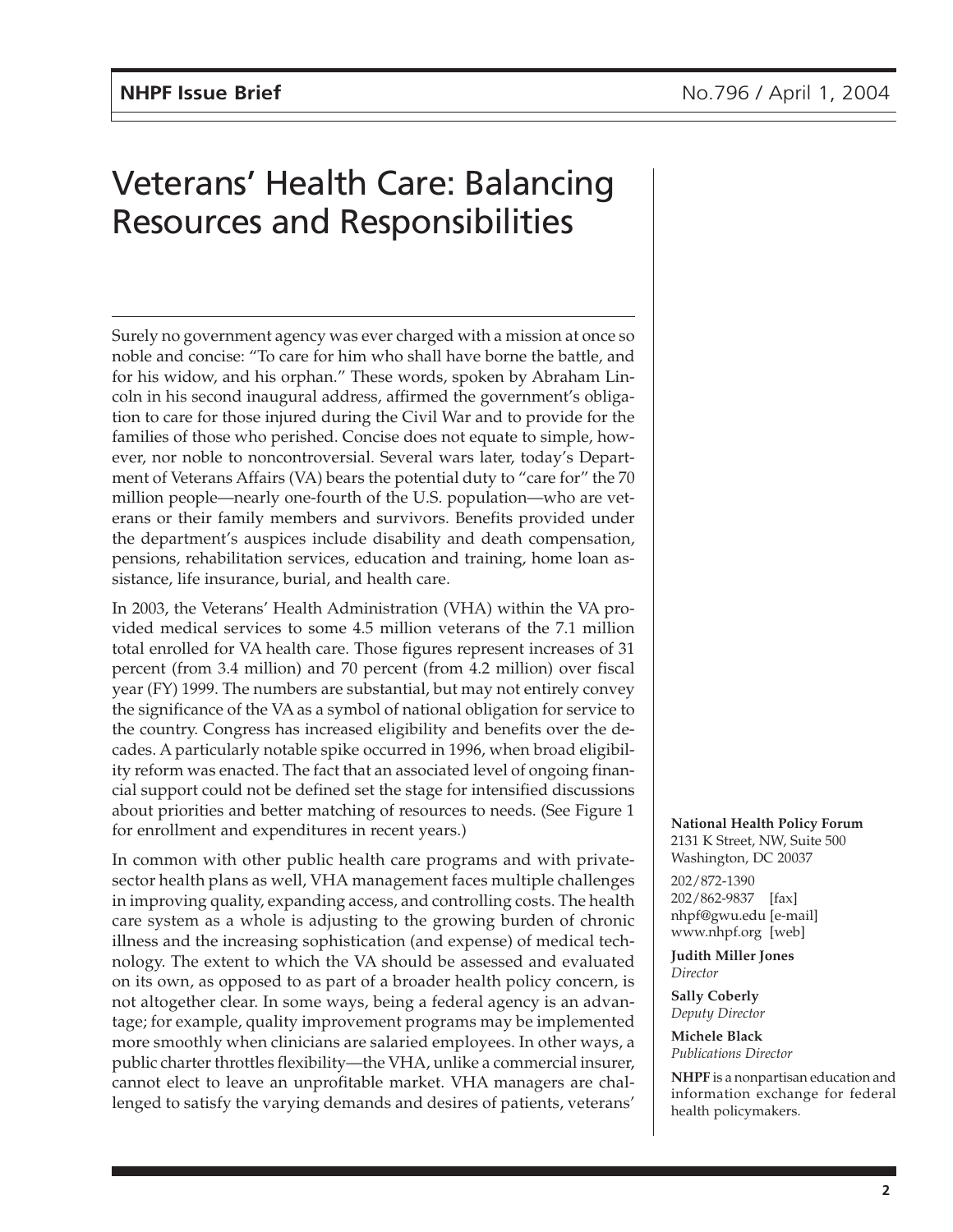# Veterans' Health Care: Balancing Resources and Responsibilities

Surely no government agency was ever charged with a mission at once so noble and concise: "To care for him who shall have borne the battle, and for his widow, and his orphan." These words, spoken by Abraham Lincoln in his second inaugural address, affirmed the government's obligation to care for those injured during the Civil War and to provide for the families of those who perished. Concise does not equate to simple, however, nor noble to noncontroversial. Several wars later, today's Department of Veterans Affairs (VA) bears the potential duty to "care for" the 70 million people—nearly one-fourth of the U.S. population—who are veterans or their family members and survivors. Benefits provided under the department's auspices include disability and death compensation, pensions, rehabilitation services, education and training, home loan assistance, life insurance, burial, and health care.

In 2003, the Veterans' Health Administration (VHA) within the VA provided medical services to some 4.5 million veterans of the 7.1 million total enrolled for VA health care. Those figures represent increases of 31 percent (from 3.4 million) and 70 percent (from 4.2 million) over fiscal year (FY) 1999. The numbers are substantial, but may not entirely convey the significance of the VA as a symbol of national obligation for service to the country. Congress has increased eligibility and benefits over the decades. A particularly notable spike occurred in 1996, when broad eligibility reform was enacted. The fact that an associated level of ongoing financial support could not be defined set the stage for intensified discussions about priorities and better matching of resources to needs. (See Figure 1 for enrollment and expenditures in recent years.)

In common with other public health care programs and with private-sector health plans as well, VHA management faces multiple challenges in improving quality, expanding access, and controlling costs. The health care system as a whole is adjusting to the growing burden of chronic illness and the increasing sophistication (and expense) of medical technology. The extent to which the VA should be assessed and evaluated on its own, as opposed to as part of a broader health policy concern, is not altogether clear. In some ways, being a federal agency is an advantage; for example, quality improvement programs may be implemented more smoothly when clinicians are salaried employees. In other ways, a public charter throttles flexibility—the VHA, unlike a commercial insurer, cannot elect to leave an unprofitable market. VHA managers are challenged to satisfy the varying demands and desires of patients, veterans'

**National Health Policy Forum**
2131 K Street, NW, Suite 500
Washington, DC 20037

202/872-1390
202/862-9837 [fax]
nhpf@gwu.edu [e-mail]
www.nhpf.org [web]

**Judith Miller Jones**
*Director*

**Sally Coberly**
*Deputy Director*

**Michele Black**
*Publications Director*

**NHPF** is a nonpartisan education and information exchange for federal health policymakers.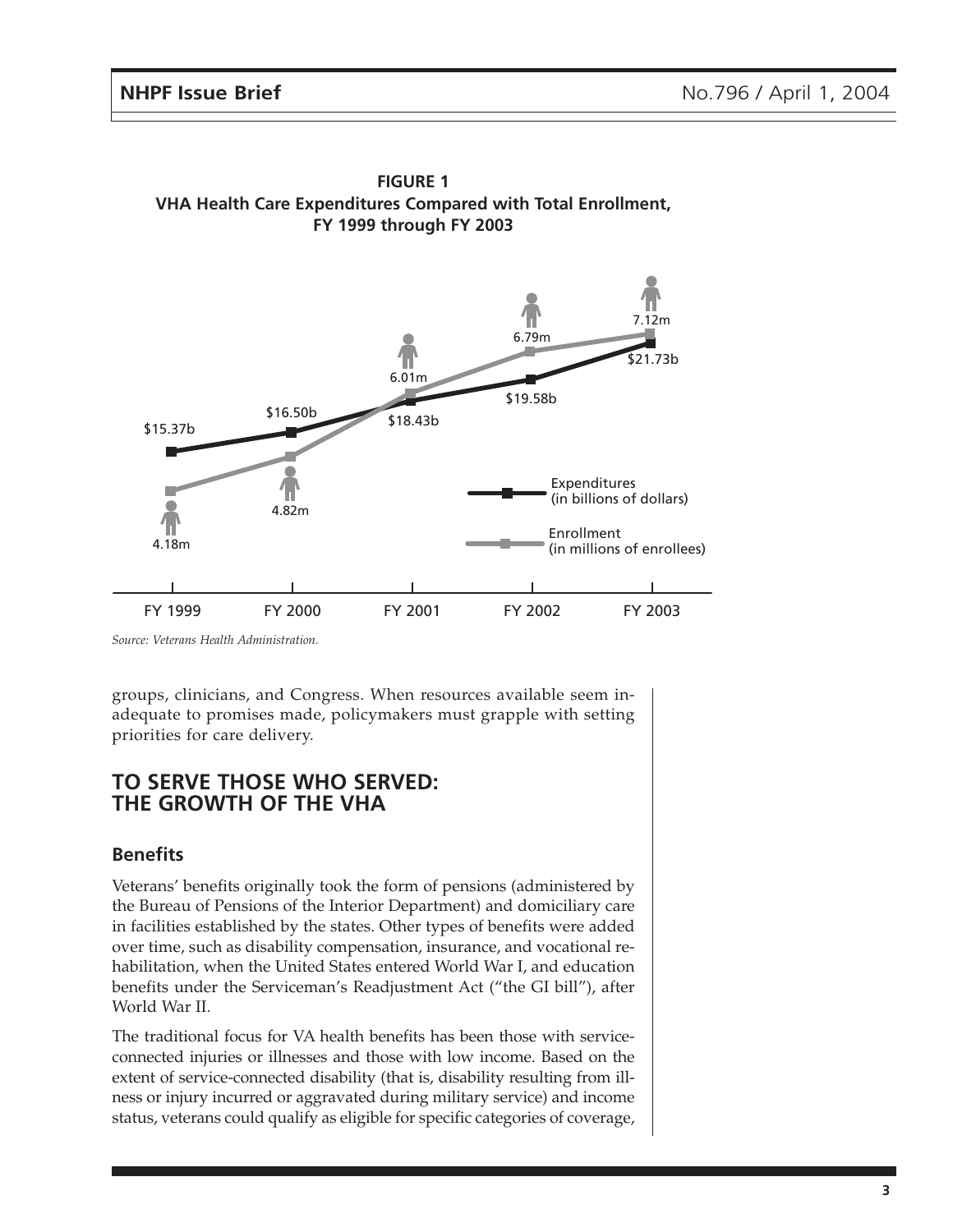**FIGURE 1**
**VHA Health Care Expenditures Compared with Total Enrollment, FY 1999 through FY 2003**

| | FY 1999 | FY 2000 | FY 2001 | FY 2002 | FY 2003 |
|---|---|---|---|---|---|
| Expenditures (in billions of dollars) | $15.37b | $16.50b | $18.43b | $19.58b | $21.73b |
| Enrollment (in millions of enrollees) | 4.18m | 4.82m | 6.01m | 6.79m | 7.12m |

*Source: Veterans Health Administration.*

groups, clinicians, and Congress. When resources available seem inadequate to promises made, policymakers must grapple with setting priorities for care delivery.

## TO SERVE THOSE WHO SERVED: THE GROWTH OF THE VHA

### Benefits

Veterans' benefits originally took the form of pensions (administered by the Bureau of Pensions of the Interior Department) and domiciliary care in facilities established by the states. Other types of benefits were added over time, such as disability compensation, insurance, and vocational rehabilitation, when the United States entered World War I, and education benefits under the Serviceman's Readjustment Act ("the GI bill"), after World War II.

The traditional focus for VA health benefits has been those with service-connected injuries or illnesses and those with low income. Based on the extent of service-connected disability (that is, disability resulting from illness or injury incurred or aggravated during military service) and income status, veterans could qualify as eligible for specific categories of coverage,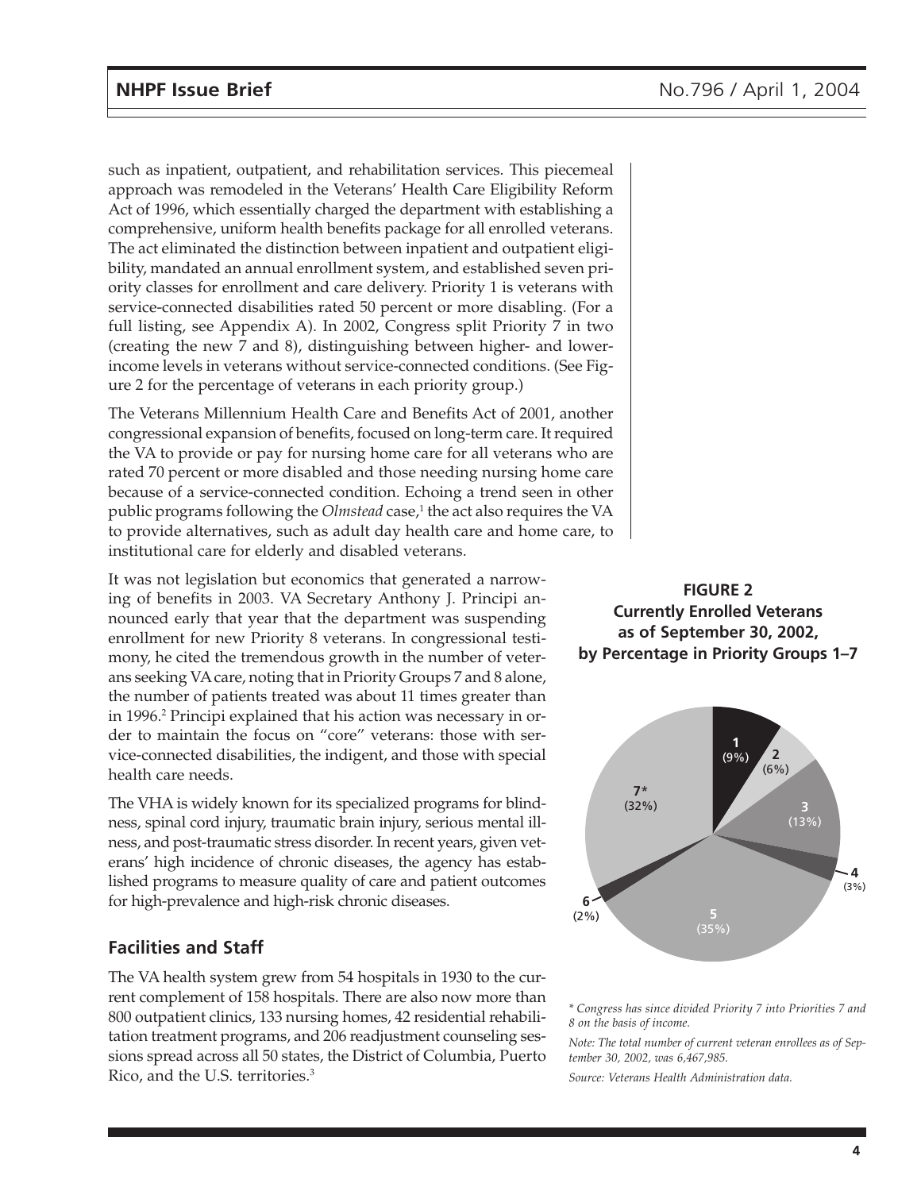such as inpatient, outpatient, and rehabilitation services. This piecemeal approach was remodeled in the Veterans' Health Care Eligibility Reform Act of 1996, which essentially charged the department with establishing a comprehensive, uniform health benefits package for all enrolled veterans. The act eliminated the distinction between inpatient and outpatient eligibility, mandated an annual enrollment system, and established seven priority classes for enrollment and care delivery. Priority 1 is veterans with service-connected disabilities rated 50 percent or more disabling. (For a full listing, see Appendix A). In 2002, Congress split Priority 7 in two (creating the new 7 and 8), distinguishing between higher- and lower-income levels in veterans without service-connected conditions. (See Figure 2 for the percentage of veterans in each priority group.)

The Veterans Millennium Health Care and Benefits Act of 2001, another congressional expansion of benefits, focused on long-term care. It required the VA to provide or pay for nursing home care for all veterans who are rated 70 percent or more disabled and those needing nursing home care because of a service-connected condition. Echoing a trend seen in other public programs following the *Olmstead* case,[1] the act also requires the VA to provide alternatives, such as adult day health care and home care, to institutional care for elderly and disabled veterans.

It was not legislation but economics that generated a narrowing of benefits in 2003. VA Secretary Anthony J. Principi announced early that year that the department was suspending enrollment for new Priority 8 veterans. In congressional testimony, he cited the tremendous growth in the number of veterans seeking VA care, noting that in Priority Groups 7 and 8 alone, the number of patients treated was about 11 times greater than in 1996.[2] Principi explained that his action was necessary in order to maintain the focus on "core" veterans: those with service-connected disabilities, the indigent, and those with special health care needs.

The VHA is widely known for its specialized programs for blindness, spinal cord injury, traumatic brain injury, serious mental illness, and post-traumatic stress disorder. In recent years, given veterans' high incidence of chronic diseases, the agency has established programs to measure quality of care and patient outcomes for high-prevalence and high-risk chronic diseases.

## Facilities and Staff

The VA health system grew from 54 hospitals in 1930 to the current complement of 158 hospitals. There are also now more than 800 outpatient clinics, 133 nursing homes, 42 residential rehabilitation treatment programs, and 206 readjustment counseling sessions spread across all 50 states, the District of Columbia, Puerto Rico, and the U.S. territories.[3]

**FIGURE 2**
**Currently Enrolled Veterans as of September 30, 2002, by Percentage in Priority Groups 1–7**

| Priority Group | Percentage |
|---|---|
| 1 | 9% |
| 2 | 6% |
| 3 | 13% |
| 4 | 3% |
| 5 | 35% |
| 6 | 2% |
| 7* | 32% |

*\* Congress has since divided Priority 7 into Priorities 7 and 8 on the basis of income.*

*Note: The total number of current veteran enrollees as of September 30, 2002, was 6,467,985.*

*Source: Veterans Health Administration data.*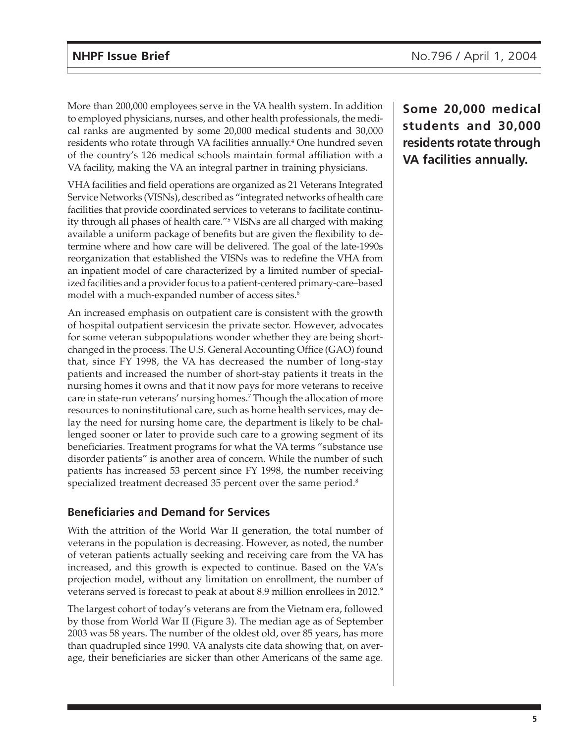More than 200,000 employees serve in the VA health system. In addition to employed physicians, nurses, and other health professionals, the medical ranks are augmented by some 20,000 medical students and 30,000 residents who rotate through VA facilities annually.[4] One hundred seven of the country's 126 medical schools maintain formal affiliation with a VA facility, making the VA an integral partner in training physicians.

**Some 20,000 medical students and 30,000 residents rotate through VA facilities annually.**

VHA facilities and field operations are organized as 21 Veterans Integrated Service Networks (VISNs), described as "integrated networks of health care facilities that provide coordinated services to veterans to facilitate continuity through all phases of health care."[5] VISNs are all charged with making available a uniform package of benefits but are given the flexibility to determine where and how care will be delivered. The goal of the late-1990s reorganization that established the VISNs was to redefine the VHA from an inpatient model of care characterized by a limited number of specialized facilities and a provider focus to a patient-centered primary-care–based model with a much-expanded number of access sites.[6]

An increased emphasis on outpatient care is consistent with the growth of hospital outpatient servicesin the private sector. However, advocates for some veteran subpopulations wonder whether they are being shortchanged in the process. The U.S. General Accounting Office (GAO) found that, since FY 1998, the VA has decreased the number of long-stay patients and increased the number of short-stay patients it treats in the nursing homes it owns and that it now pays for more veterans to receive care in state-run veterans' nursing homes.[7] Though the allocation of more resources to noninstitutional care, such as home health services, may delay the need for nursing home care, the department is likely to be challenged sooner or later to provide such care to a growing segment of its beneficiaries. Treatment programs for what the VA terms "substance use disorder patients" is another area of concern. While the number of such patients has increased 53 percent since FY 1998, the number receiving specialized treatment decreased 35 percent over the same period.[8]

### Beneficiaries and Demand for Services

With the attrition of the World War II generation, the total number of veterans in the population is decreasing. However, as noted, the number of veteran patients actually seeking and receiving care from the VA has increased, and this growth is expected to continue. Based on the VA's projection model, without any limitation on enrollment, the number of veterans served is forecast to peak at about 8.9 million enrollees in 2012.[9]

The largest cohort of today's veterans are from the Vietnam era, followed by those from World War II (Figure 3). The median age as of September 2003 was 58 years. The number of the oldest old, over 85 years, has more than quadrupled since 1990. VA analysts cite data showing that, on average, their beneficiaries are sicker than other Americans of the same age.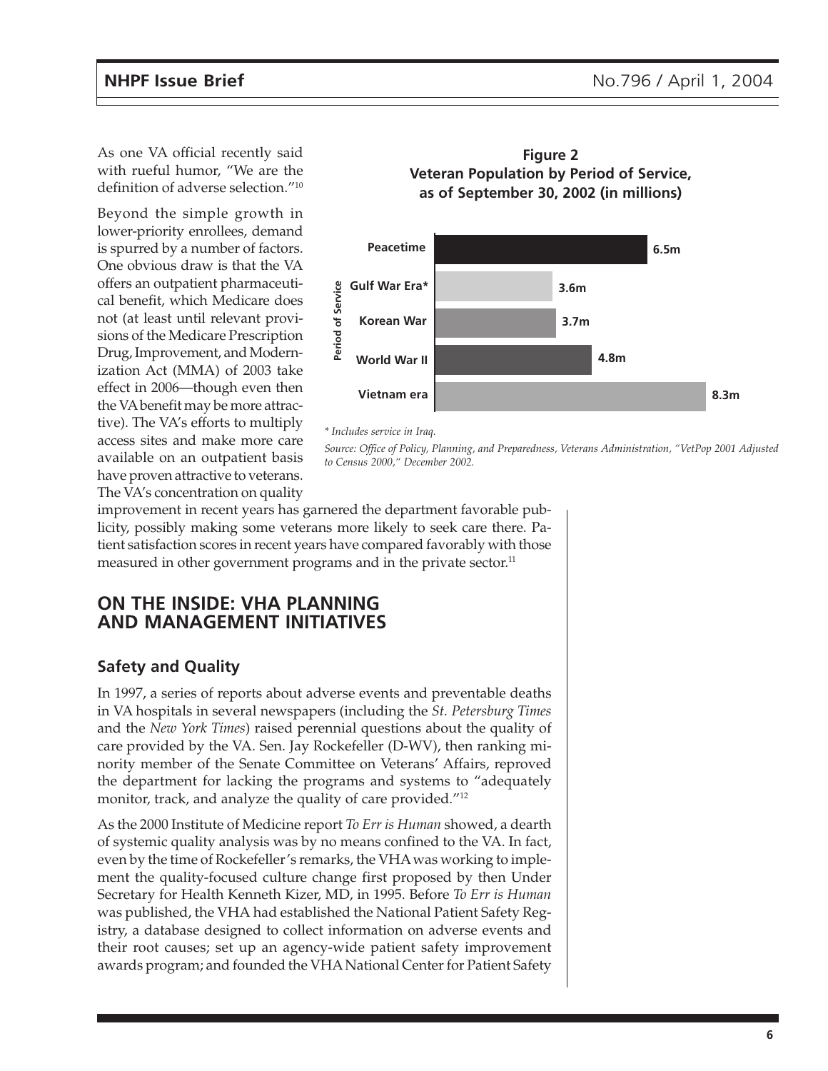As one VA official recently said with rueful humor, "We are the definition of adverse selection."[10]

Beyond the simple growth in lower-priority enrollees, demand is spurred by a number of factors. One obvious draw is that the VA offers an outpatient pharmaceutical benefit, which Medicare does not (at least until relevant provisions of the Medicare Prescription Drug, Improvement, and Modernization Act (MMA) of 2003 take effect in 2006—though even then the VA benefit may be more attractive). The VA's efforts to multiply access sites and make more care available on an outpatient basis have proven attractive to veterans. The VA's concentration on quality improvement in recent years has garnered the department favorable publicity, possibly making some veterans more likely to seek care there. Patient satisfaction scores in recent years have compared favorably with those measured in other government programs and in the private sector.[11]

**Figure 2**
**Veteran Population by Period of Service, as of September 30, 2002 (in millions)**

| Period of Service | Veterans |
| --- | --- |
| Peacetime | 6.5m |
| Gulf War Era* | 3.6m |
| Korean War | 3.7m |
| World War II | 4.8m |
| Vietnam era | 8.3m |

*\* Includes service in Iraq.*

*Source: Office of Policy, Planning, and Preparedness, Veterans Administration, "VetPop 2001 Adjusted to Census 2000," December 2002.*

## ON THE INSIDE: VHA PLANNING AND MANAGEMENT INITIATIVES

### Safety and Quality

In 1997, a series of reports about adverse events and preventable deaths in VA hospitals in several newspapers (including the *St. Petersburg Times* and the *New York Times*) raised perennial questions about the quality of care provided by the VA. Sen. Jay Rockefeller (D-WV), then ranking minority member of the Senate Committee on Veterans' Affairs, reproved the department for lacking the programs and systems to "adequately monitor, track, and analyze the quality of care provided."[12]

As the 2000 Institute of Medicine report *To Err is Human* showed, a dearth of systemic quality analysis was by no means confined to the VA. In fact, even by the time of Rockefeller's remarks, the VHA was working to implement the quality-focused culture change first proposed by then Under Secretary for Health Kenneth Kizer, MD, in 1995. Before *To Err is Human* was published, the VHA had established the National Patient Safety Registry, a database designed to collect information on adverse events and their root causes; set up an agency-wide patient safety improvement awards program; and founded the VHA National Center for Patient Safety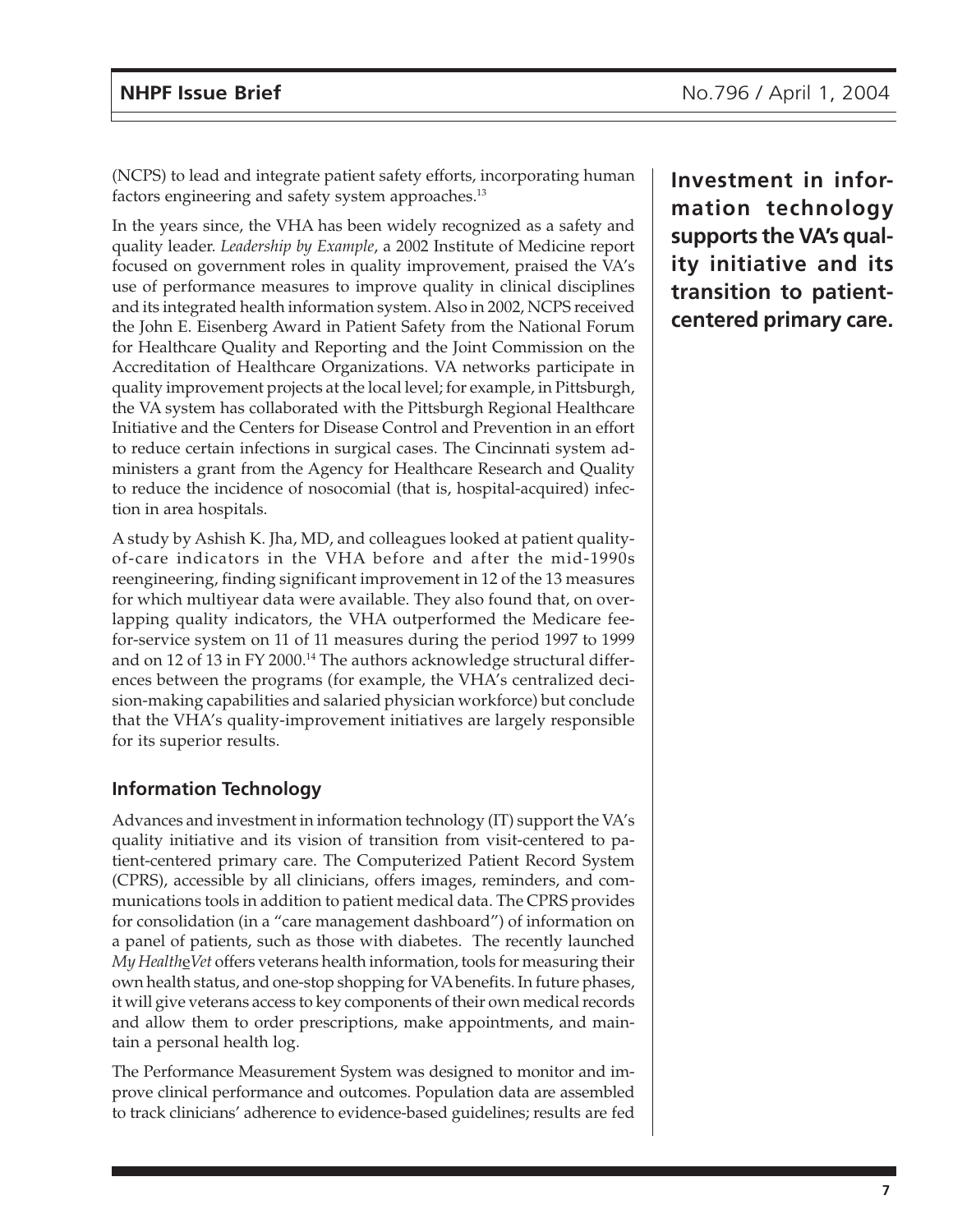(NCPS) to lead and integrate patient safety efforts, incorporating human factors engineering and safety system approaches.[13]

**Investment in information technology supports the VA's quality initiative and its transition to patient-centered primary care.**

In the years since, the VHA has been widely recognized as a safety and quality leader. *Leadership by Example*, a 2002 Institute of Medicine report focused on government roles in quality improvement, praised the VA's use of performance measures to improve quality in clinical disciplines and its integrated health information system. Also in 2002, NCPS received the John E. Eisenberg Award in Patient Safety from the National Forum for Healthcare Quality and Reporting and the Joint Commission on the Accreditation of Healthcare Organizations. VA networks participate in quality improvement projects at the local level; for example, in Pittsburgh, the VA system has collaborated with the Pittsburgh Regional Healthcare Initiative and the Centers for Disease Control and Prevention in an effort to reduce certain infections in surgical cases. The Cincinnati system administers a grant from the Agency for Healthcare Research and Quality to reduce the incidence of nosocomial (that is, hospital-acquired) infection in area hospitals.

A study by Ashish K. Jha, MD, and colleagues looked at patient quality-of-care indicators in the VHA before and after the mid-1990s reengineering, finding significant improvement in 12 of the 13 measures for which multiyear data were available. They also found that, on overlapping quality indicators, the VHA outperformed the Medicare fee-for-service system on 11 of 11 measures during the period 1997 to 1999 and on 12 of 13 in FY 2000.[14] The authors acknowledge structural differences between the programs (for example, the VHA's centralized decision-making capabilities and salaried physician workforce) but conclude that the VHA's quality-improvement initiatives are largely responsible for its superior results.

### Information Technology

Advances and investment in information technology (IT) support the VA's quality initiative and its vision of transition from visit-centered to patient-centered primary care. The Computerized Patient Record System (CPRS), accessible by all clinicians, offers images, reminders, and communications tools in addition to patient medical data. The CPRS provides for consolidation (in a "care management dashboard") of information on a panel of patients, such as those with diabetes. The recently launched *My HealtheVet* offers veterans health information, tools for measuring their own health status, and one-stop shopping for VA benefits. In future phases, it will give veterans access to key components of their own medical records and allow them to order prescriptions, make appointments, and maintain a personal health log.

The Performance Measurement System was designed to monitor and improve clinical performance and outcomes. Population data are assembled to track clinicians' adherence to evidence-based guidelines; results are fed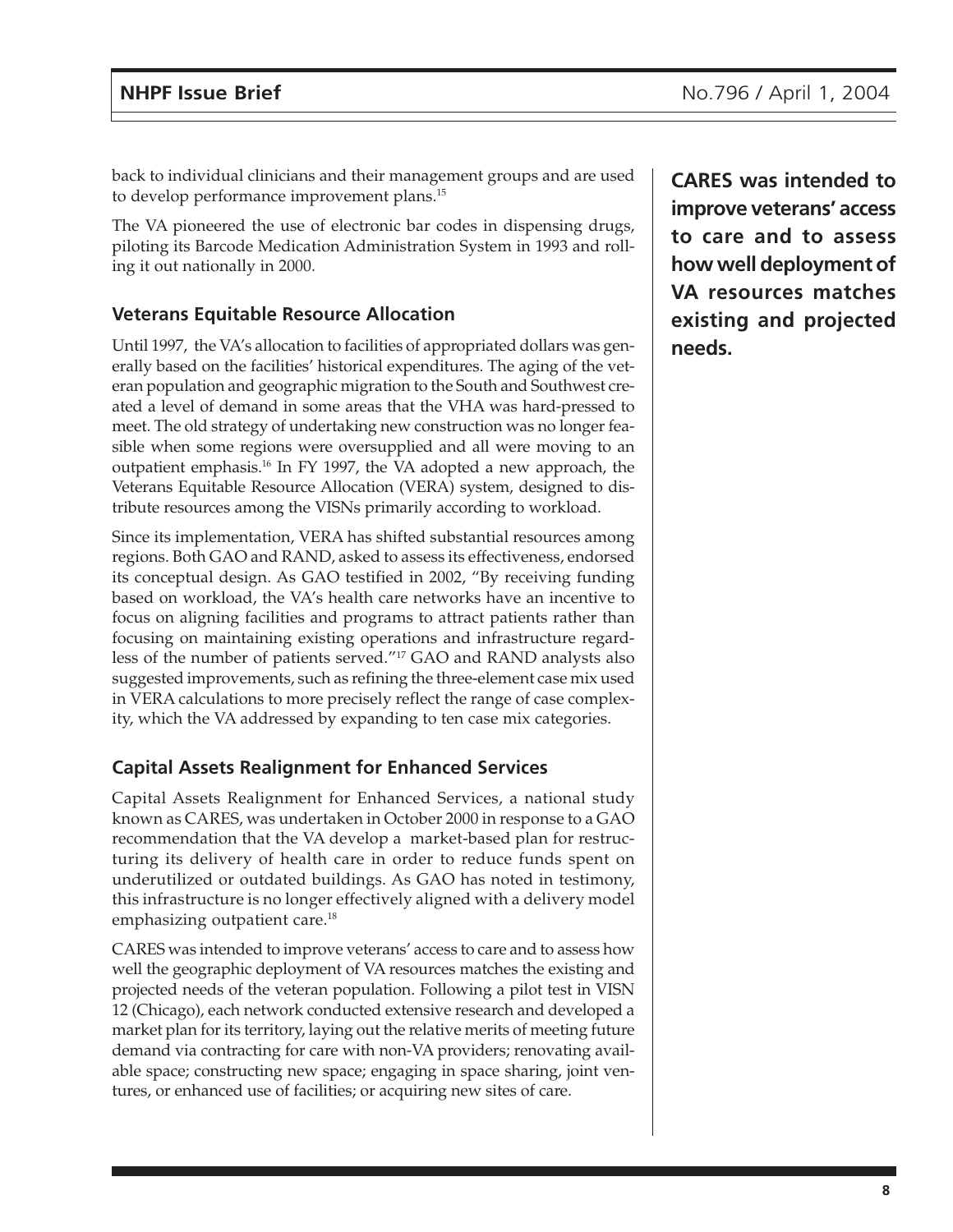back to individual clinicians and their management groups and are used to develop performance improvement plans.[15]

The VA pioneered the use of electronic bar codes in dispensing drugs, piloting its Barcode Medication Administration System in 1993 and rolling it out nationally in 2000.

### Veterans Equitable Resource Allocation

Until 1997, the VA's allocation to facilities of appropriated dollars was generally based on the facilities' historical expenditures. The aging of the veteran population and geographic migration to the South and Southwest created a level of demand in some areas that the VHA was hard-pressed to meet. The old strategy of undertaking new construction was no longer feasible when some regions were oversupplied and all were moving to an outpatient emphasis.[16] In FY 1997, the VA adopted a new approach, the Veterans Equitable Resource Allocation (VERA) system, designed to distribute resources among the VISNs primarily according to workload.

Since its implementation, VERA has shifted substantial resources among regions. Both GAO and RAND, asked to assess its effectiveness, endorsed its conceptual design. As GAO testified in 2002, "By receiving funding based on workload, the VA's health care networks have an incentive to focus on aligning facilities and programs to attract patients rather than focusing on maintaining existing operations and infrastructure regardless of the number of patients served."[17] GAO and RAND analysts also suggested improvements, such as refining the three-element case mix used in VERA calculations to more precisely reflect the range of case complexity, which the VA addressed by expanding to ten case mix categories.

### Capital Assets Realignment for Enhanced Services

Capital Assets Realignment for Enhanced Services, a national study known as CARES, was undertaken in October 2000 in response to a GAO recommendation that the VA develop a market-based plan for restructuring its delivery of health care in order to reduce funds spent on underutilized or outdated buildings. As GAO has noted in testimony, this infrastructure is no longer effectively aligned with a delivery model emphasizing outpatient care.[18]

CARES was intended to improve veterans' access to care and to assess how well the geographic deployment of VA resources matches the existing and projected needs of the veteran population. Following a pilot test in VISN 12 (Chicago), each network conducted extensive research and developed a market plan for its territory, laying out the relative merits of meeting future demand via contracting for care with non-VA providers; renovating available space; constructing new space; engaging in space sharing, joint ventures, or enhanced use of facilities; or acquiring new sites of care.

**CARES was intended to improve veterans' access to care and to assess how well deployment of VA resources matches existing and projected needs.**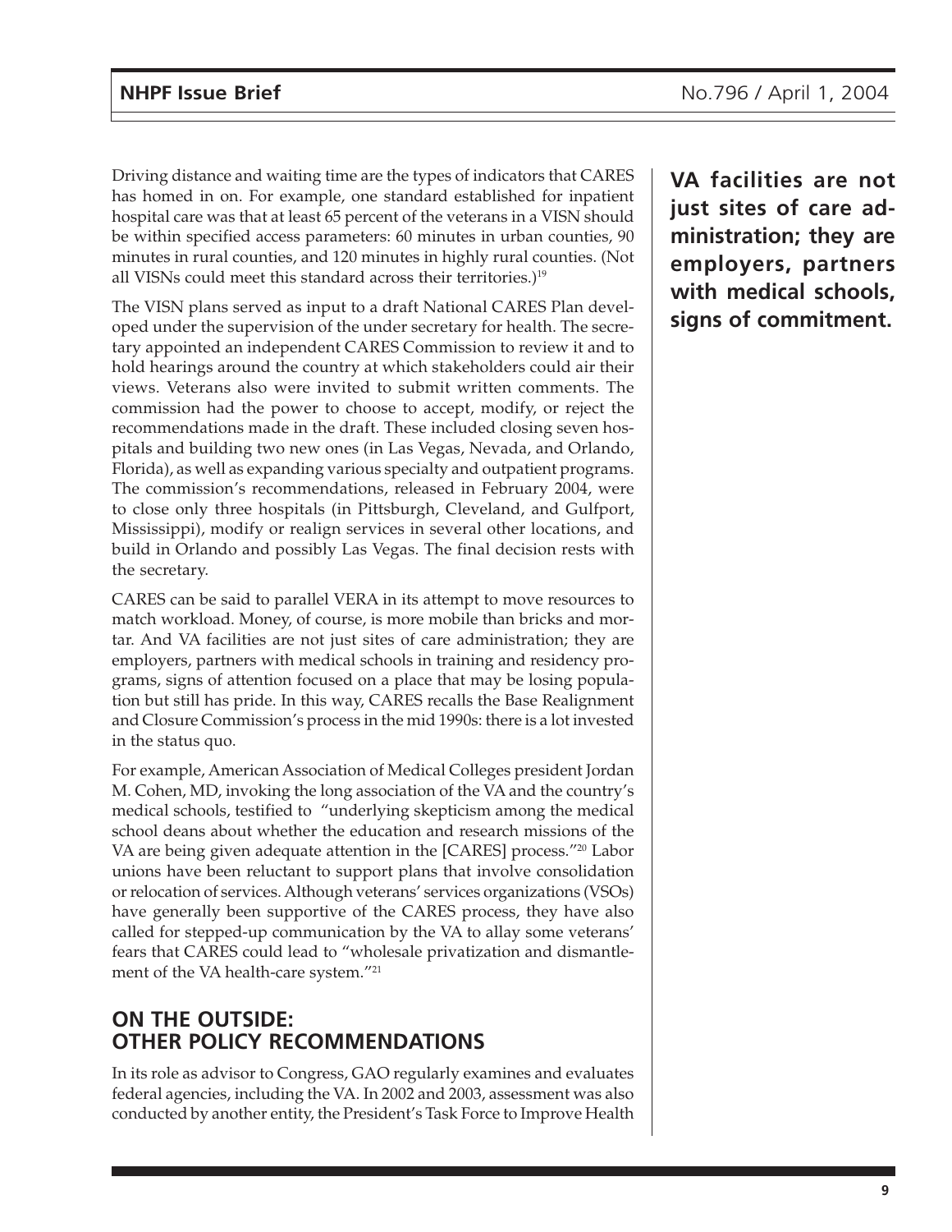Driving distance and waiting time are the types of indicators that CARES has homed in on. For example, one standard established for inpatient hospital care was that at least 65 percent of the veterans in a VISN should be within specified access parameters: 60 minutes in urban counties, 90 minutes in rural counties, and 120 minutes in highly rural counties. (Not all VISNs could meet this standard across their territories.)[19]

**VA facilities are not just sites of care administration; they are employers, partners with medical schools, signs of commitment.**

The VISN plans served as input to a draft National CARES Plan developed under the supervision of the under secretary for health. The secretary appointed an independent CARES Commission to review it and to hold hearings around the country at which stakeholders could air their views. Veterans also were invited to submit written comments. The commission had the power to choose to accept, modify, or reject the recommendations made in the draft. These included closing seven hospitals and building two new ones (in Las Vegas, Nevada, and Orlando, Florida), as well as expanding various specialty and outpatient programs. The commission's recommendations, released in February 2004, were to close only three hospitals (in Pittsburgh, Cleveland, and Gulfport, Mississippi), modify or realign services in several other locations, and build in Orlando and possibly Las Vegas. The final decision rests with the secretary.

CARES can be said to parallel VERA in its attempt to move resources to match workload. Money, of course, is more mobile than bricks and mortar. And VA facilities are not just sites of care administration; they are employers, partners with medical schools in training and residency programs, signs of attention focused on a place that may be losing population but still has pride. In this way, CARES recalls the Base Realignment and Closure Commission's process in the mid 1990s: there is a lot invested in the status quo.

For example, American Association of Medical Colleges president Jordan M. Cohen, MD, invoking the long association of the VA and the country's medical schools, testified to "underlying skepticism among the medical school deans about whether the education and research missions of the VA are being given adequate attention in the [CARES] process."[20] Labor unions have been reluctant to support plans that involve consolidation or relocation of services. Although veterans' services organizations (VSOs) have generally been supportive of the CARES process, they have also called for stepped-up communication by the VA to allay some veterans' fears that CARES could lead to "wholesale privatization and dismantlement of the VA health-care system."[21]

## ON THE OUTSIDE: OTHER POLICY RECOMMENDATIONS

In its role as advisor to Congress, GAO regularly examines and evaluates federal agencies, including the VA. In 2002 and 2003, assessment was also conducted by another entity, the President's Task Force to Improve Health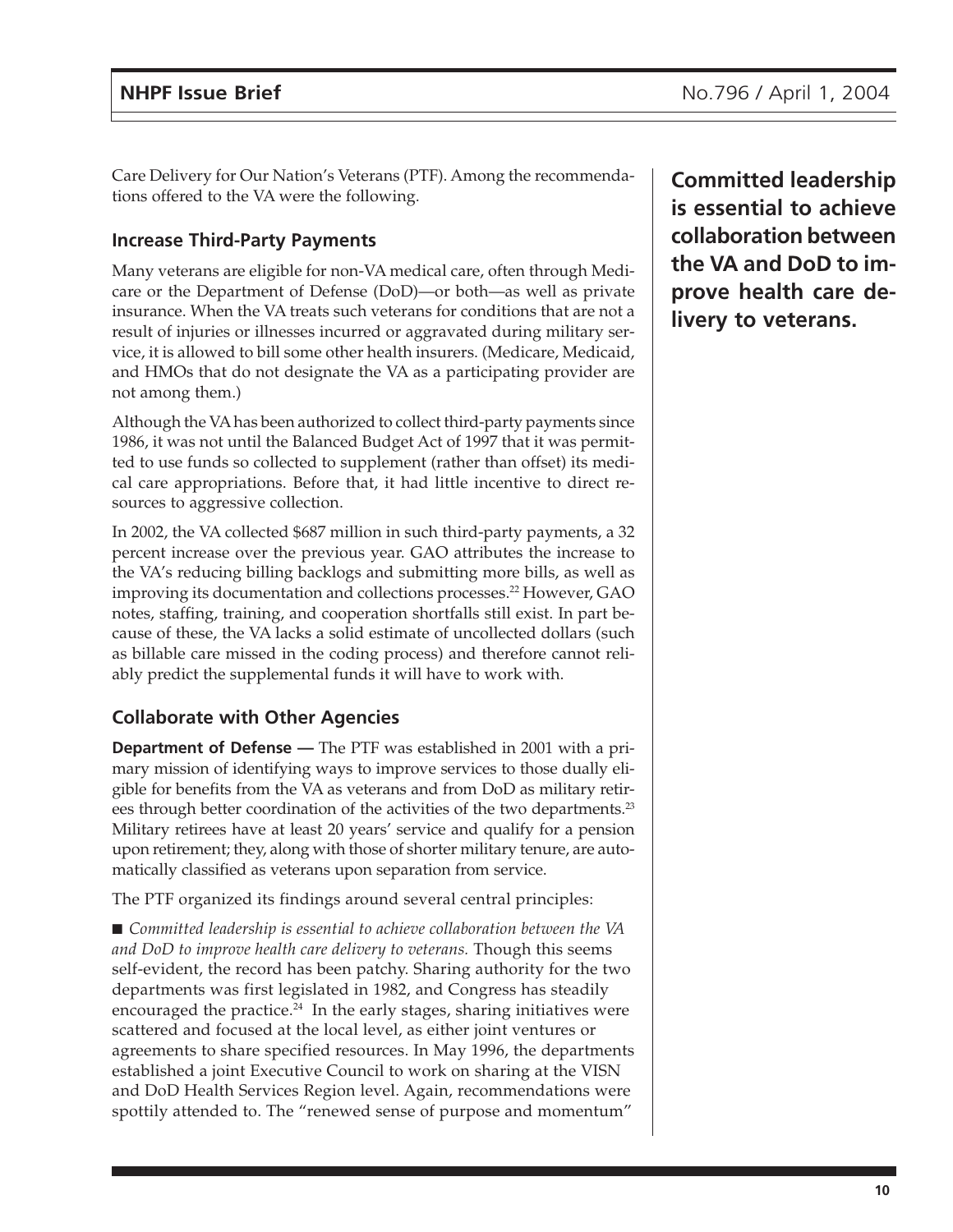Care Delivery for Our Nation's Veterans (PTF). Among the recommendations offered to the VA were the following.

### Increase Third-Party Payments

Many veterans are eligible for non-VA medical care, often through Medicare or the Department of Defense (DoD)—or both—as well as private insurance. When the VA treats such veterans for conditions that are not a result of injuries or illnesses incurred or aggravated during military service, it is allowed to bill some other health insurers. (Medicare, Medicaid, and HMOs that do not designate the VA as a participating provider are not among them.)

Although the VA has been authorized to collect third-party payments since 1986, it was not until the Balanced Budget Act of 1997 that it was permitted to use funds so collected to supplement (rather than offset) its medical care appropriations. Before that, it had little incentive to direct resources to aggressive collection.

In 2002, the VA collected $687 million in such third-party payments, a 32 percent increase over the previous year. GAO attributes the increase to the VA's reducing billing backlogs and submitting more bills, as well as improving its documentation and collections processes.[22] However, GAO notes, staffing, training, and cooperation shortfalls still exist. In part because of these, the VA lacks a solid estimate of uncollected dollars (such as billable care missed in the coding process) and therefore cannot reliably predict the supplemental funds it will have to work with.

### Collaborate with Other Agencies

**Department of Defense —** The PTF was established in 2001 with a primary mission of identifying ways to improve services to those dually eligible for benefits from the VA as veterans and from DoD as military retirees through better coordination of the activities of the two departments.[23] Military retirees have at least 20 years' service and qualify for a pension upon retirement; they, along with those of shorter military tenure, are automatically classified as veterans upon separation from service.

The PTF organized its findings around several central principles:

■ *Committed leadership is essential to achieve collaboration between the VA and DoD to improve health care delivery to veterans.* Though this seems self-evident, the record has been patchy. Sharing authority for the two departments was first legislated in 1982, and Congress has steadily encouraged the practice.[24] In the early stages, sharing initiatives were scattered and focused at the local level, as either joint ventures or agreements to share specified resources. In May 1996, the departments established a joint Executive Council to work on sharing at the VISN and DoD Health Services Region level. Again, recommendations were spottily attended to. The "renewed sense of purpose and momentum"

**Committed leadership is essential to achieve collaboration between the VA and DoD to improve health care delivery to veterans.**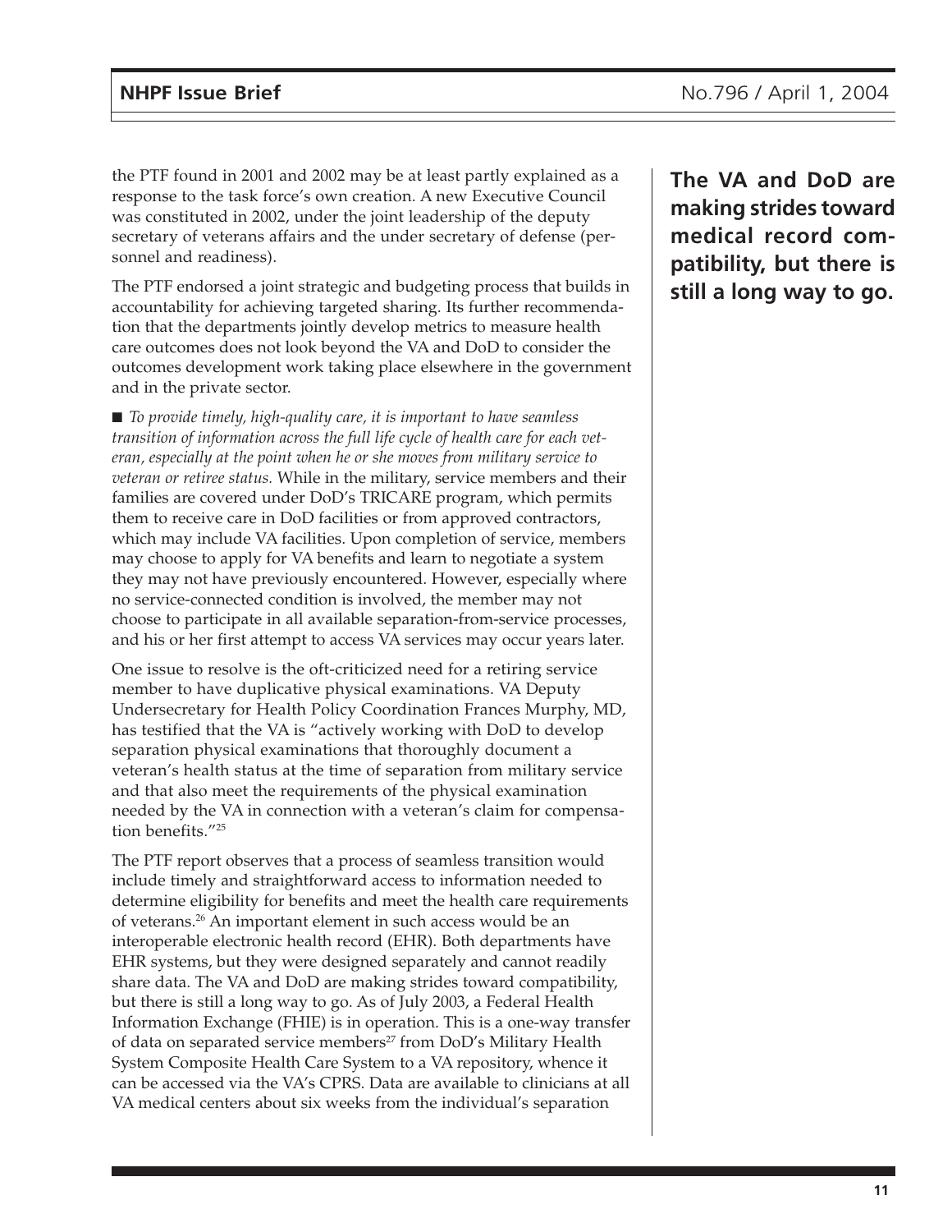the PTF found in 2001 and 2002 may be at least partly explained as a response to the task force's own creation. A new Executive Council was constituted in 2002, under the joint leadership of the deputy secretary of veterans affairs and the under secretary of defense (personnel and readiness).

The PTF endorsed a joint strategic and budgeting process that builds in accountability for achieving targeted sharing. Its further recommendation that the departments jointly develop metrics to measure health care outcomes does not look beyond the VA and DoD to consider the outcomes development work taking place elsewhere in the government and in the private sector.

**The VA and DoD are making strides toward medical record compatibility, but there is still a long way to go.**

■ *To provide timely, high-quality care, it is important to have seamless transition of information across the full life cycle of health care for each veteran, especially at the point when he or she moves from military service to veteran or retiree status.* While in the military, service members and their families are covered under DoD's TRICARE program, which permits them to receive care in DoD facilities or from approved contractors, which may include VA facilities. Upon completion of service, members may choose to apply for VA benefits and learn to negotiate a system they may not have previously encountered. However, especially where no service-connected condition is involved, the member may not choose to participate in all available separation-from-service processes, and his or her first attempt to access VA services may occur years later.

One issue to resolve is the oft-criticized need for a retiring service member to have duplicative physical examinations. VA Deputy Undersecretary for Health Policy Coordination Frances Murphy, MD, has testified that the VA is "actively working with DoD to develop separation physical examinations that thoroughly document a veteran's health status at the time of separation from military service and that also meet the requirements of the physical examination needed by the VA in connection with a veteran's claim for compensation benefits."[25]

The PTF report observes that a process of seamless transition would include timely and straightforward access to information needed to determine eligibility for benefits and meet the health care requirements of veterans.[26] An important element in such access would be an interoperable electronic health record (EHR). Both departments have EHR systems, but they were designed separately and cannot readily share data. The VA and DoD are making strides toward compatibility, but there is still a long way to go. As of July 2003, a Federal Health Information Exchange (FHIE) is in operation. This is a one-way transfer of data on separated service members[27] from DoD's Military Health System Composite Health Care System to a VA repository, whence it can be accessed via the VA's CPRS. Data are available to clinicians at all VA medical centers about six weeks from the individual's separation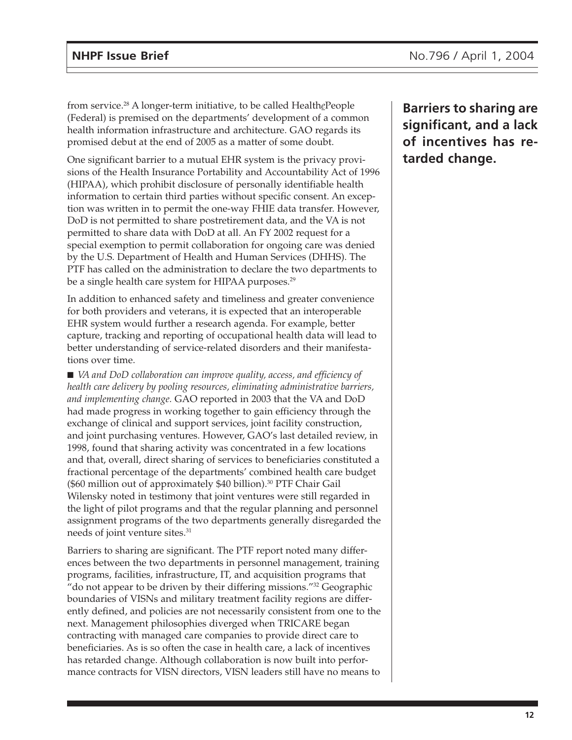from service.[28] A longer-term initiative, to be called Health*e*People (Federal) is premised on the departments' development of a common health information infrastructure and architecture. GAO regards its promised debut at the end of 2005 as a matter of some doubt.

**Barriers to sharing are significant, and a lack of incentives has retarded change.**

One significant barrier to a mutual EHR system is the privacy provisions of the Health Insurance Portability and Accountability Act of 1996 (HIPAA), which prohibit disclosure of personally identifiable health information to certain third parties without specific consent. An exception was written in to permit the one-way FHIE data transfer. However, DoD is not permitted to share postretirement data, and the VA is not permitted to share data with DoD at all. An FY 2002 request for a special exemption to permit collaboration for ongoing care was denied by the U.S. Department of Health and Human Services (DHHS). The PTF has called on the administration to declare the two departments to be a single health care system for HIPAA purposes.[29]

In addition to enhanced safety and timeliness and greater convenience for both providers and veterans, it is expected that an interoperable EHR system would further a research agenda. For example, better capture, tracking and reporting of occupational health data will lead to better understanding of service-related disorders and their manifestations over time.

■ *VA and DoD collaboration can improve quality, access, and efficiency of health care delivery by pooling resources, eliminating administrative barriers, and implementing change.* GAO reported in 2003 that the VA and DoD had made progress in working together to gain efficiency through the exchange of clinical and support services, joint facility construction, and joint purchasing ventures. However, GAO's last detailed review, in 1998, found that sharing activity was concentrated in a few locations and that, overall, direct sharing of services to beneficiaries constituted a fractional percentage of the departments' combined health care budget ($60 million out of approximately $40 billion).[30] PTF Chair Gail Wilensky noted in testimony that joint ventures were still regarded in the light of pilot programs and that the regular planning and personnel assignment programs of the two departments generally disregarded the needs of joint venture sites.[31]

Barriers to sharing are significant. The PTF report noted many differences between the two departments in personnel management, training programs, facilities, infrastructure, IT, and acquisition programs that "do not appear to be driven by their differing missions."[32] Geographic boundaries of VISNs and military treatment facility regions are differently defined, and policies are not necessarily consistent from one to the next. Management philosophies diverged when TRICARE began contracting with managed care companies to provide direct care to beneficiaries. As is so often the case in health care, a lack of incentives has retarded change. Although collaboration is now built into performance contracts for VISN directors, VISN leaders still have no means to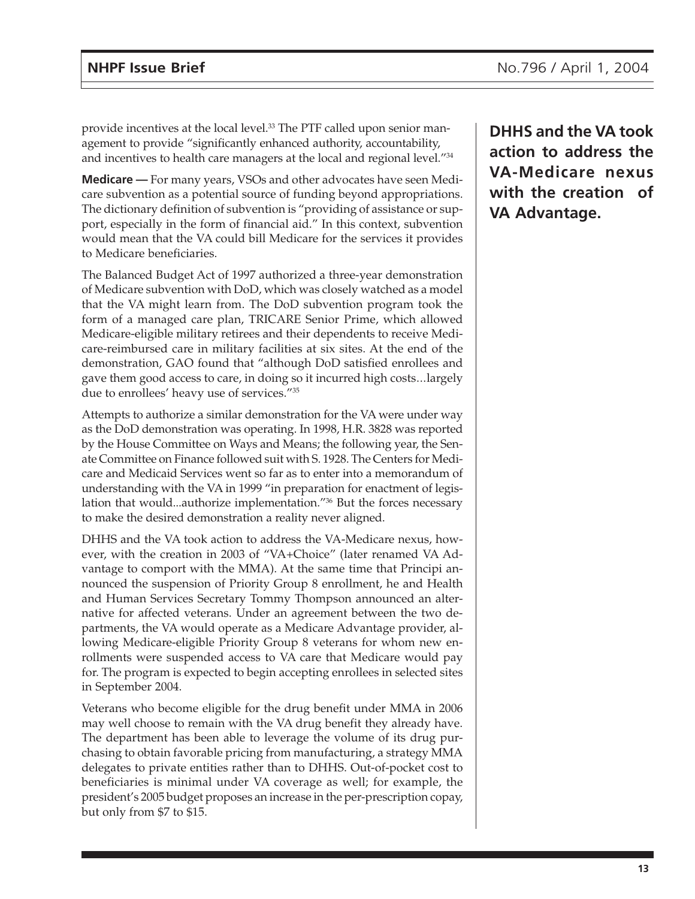provide incentives at the local level.[33] The PTF called upon senior management to provide "significantly enhanced authority, accountability, and incentives to health care managers at the local and regional level."[34]

**Medicare —** For many years, VSOs and other advocates have seen Medicare subvention as a potential source of funding beyond appropriations. The dictionary definition of subvention is "providing of assistance or support, especially in the form of financial aid." In this context, subvention would mean that the VA could bill Medicare for the services it provides to Medicare beneficiaries.

The Balanced Budget Act of 1997 authorized a three-year demonstration of Medicare subvention with DoD, which was closely watched as a model that the VA might learn from. The DoD subvention program took the form of a managed care plan, TRICARE Senior Prime, which allowed Medicare-eligible military retirees and their dependents to receive Medicare-reimbursed care in military facilities at six sites. At the end of the demonstration, GAO found that "although DoD satisfied enrollees and gave them good access to care, in doing so it incurred high costs...largely due to enrollees' heavy use of services."[35]

Attempts to authorize a similar demonstration for the VA were under way as the DoD demonstration was operating. In 1998, H.R. 3828 was reported by the House Committee on Ways and Means; the following year, the Senate Committee on Finance followed suit with S. 1928. The Centers for Medicare and Medicaid Services went so far as to enter into a memorandum of understanding with the VA in 1999 "in preparation for enactment of legislation that would...authorize implementation."[36] But the forces necessary to make the desired demonstration a reality never aligned.

**DHHS and the VA took action to address the VA-Medicare nexus with the creation of VA Advantage.**

DHHS and the VA took action to address the VA-Medicare nexus, however, with the creation in 2003 of "VA+Choice" (later renamed VA Advantage to comport with the MMA). At the same time that Principi announced the suspension of Priority Group 8 enrollment, he and Health and Human Services Secretary Tommy Thompson announced an alternative for affected veterans. Under an agreement between the two departments, the VA would operate as a Medicare Advantage provider, allowing Medicare-eligible Priority Group 8 veterans for whom new enrollments were suspended access to VA care that Medicare would pay for. The program is expected to begin accepting enrollees in selected sites in September 2004.

Veterans who become eligible for the drug benefit under MMA in 2006 may well choose to remain with the VA drug benefit they already have. The department has been able to leverage the volume of its drug purchasing to obtain favorable pricing from manufacturing, a strategy MMA delegates to private entities rather than to DHHS. Out-of-pocket cost to beneficiaries is minimal under VA coverage as well; for example, the president's 2005 budget proposes an increase in the per-prescription copay, but only from $7 to $15.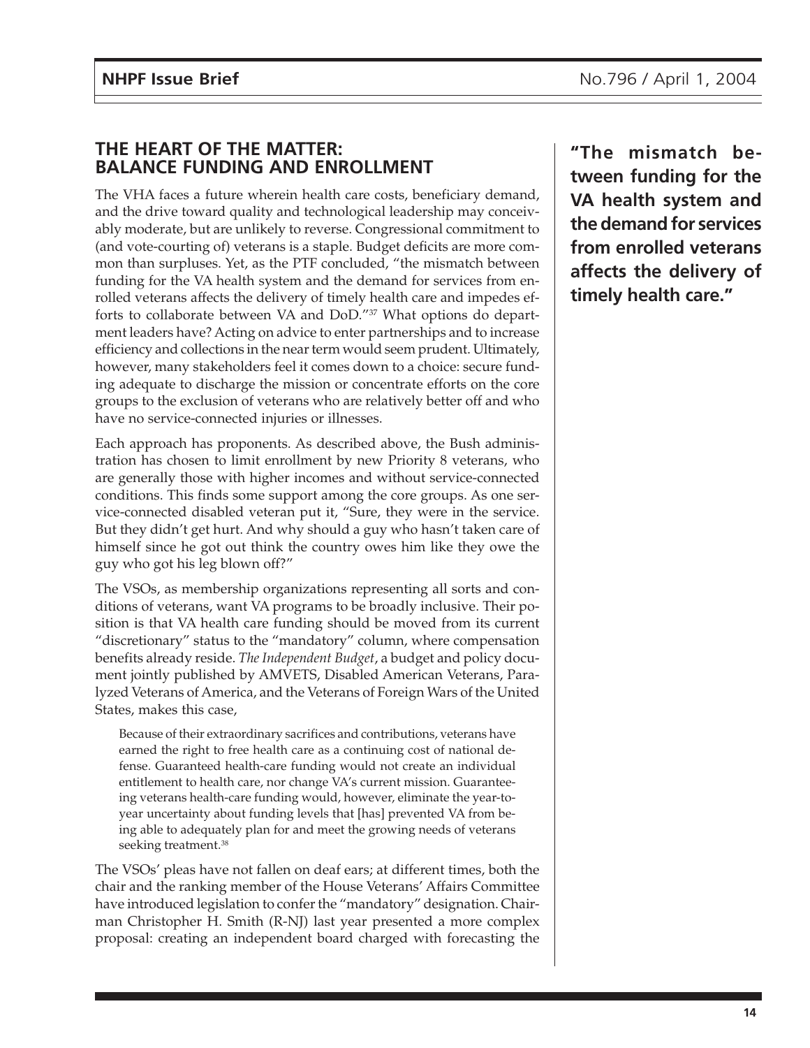## THE HEART OF THE MATTER: BALANCE FUNDING AND ENROLLMENT

The VHA faces a future wherein health care costs, beneficiary demand, and the drive toward quality and technological leadership may conceivably moderate, but are unlikely to reverse. Congressional commitment to (and vote-courting of) veterans is a staple. Budget deficits are more common than surpluses. Yet, as the PTF concluded, "the mismatch between funding for the VA health system and the demand for services from enrolled veterans affects the delivery of timely health care and impedes efforts to collaborate between VA and DoD."[37] What options do department leaders have? Acting on advice to enter partnerships and to increase efficiency and collections in the near term would seem prudent. Ultimately, however, many stakeholders feel it comes down to a choice: secure funding adequate to discharge the mission or concentrate efforts on the core groups to the exclusion of veterans who are relatively better off and who have no service-connected injuries or illnesses.

**"The mismatch between funding for the VA health system and the demand for services from enrolled veterans affects the delivery of timely health care."**

Each approach has proponents. As described above, the Bush administration has chosen to limit enrollment by new Priority 8 veterans, who are generally those with higher incomes and without service-connected conditions. This finds some support among the core groups. As one service-connected disabled veteran put it, "Sure, they were in the service. But they didn't get hurt. And why should a guy who hasn't taken care of himself since he got out think the country owes him like they owe the guy who got his leg blown off?"

The VSOs, as membership organizations representing all sorts and conditions of veterans, want VA programs to be broadly inclusive. Their position is that VA health care funding should be moved from its current "discretionary" status to the "mandatory" column, where compensation benefits already reside. *The Independent Budget*, a budget and policy document jointly published by AMVETS, Disabled American Veterans, Paralyzed Veterans of America, and the Veterans of Foreign Wars of the United States, makes this case,

> Because of their extraordinary sacrifices and contributions, veterans have earned the right to free health care as a continuing cost of national defense. Guaranteed health-care funding would not create an individual entitlement to health care, nor change VA's current mission. Guaranteeing veterans health-care funding would, however, eliminate the year-to-year uncertainty about funding levels that [has] prevented VA from being able to adequately plan for and meet the growing needs of veterans seeking treatment.[38]

The VSOs' pleas have not fallen on deaf ears; at different times, both the chair and the ranking member of the House Veterans' Affairs Committee have introduced legislation to confer the "mandatory" designation. Chairman Christopher H. Smith (R-NJ) last year presented a more complex proposal: creating an independent board charged with forecasting the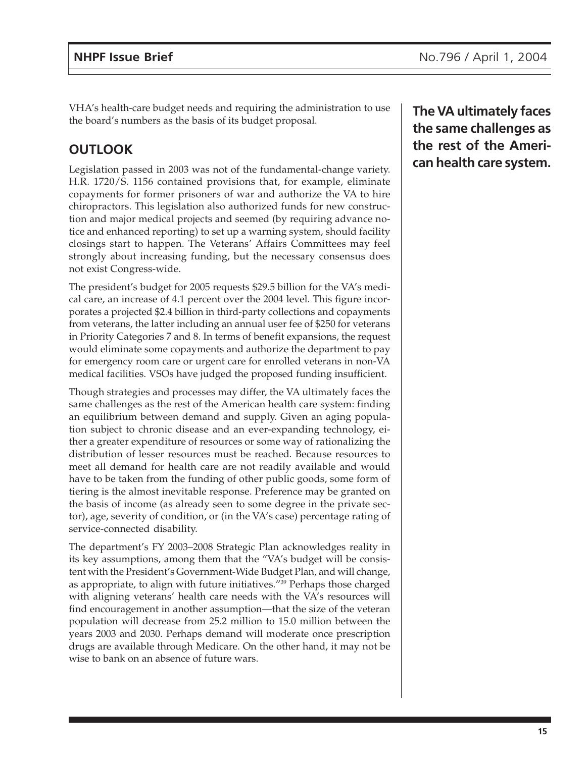VHA's health-care budget needs and requiring the administration to use the board's numbers as the basis of its budget proposal.

## OUTLOOK

Legislation passed in 2003 was not of the fundamental-change variety. H.R. 1720/S. 1156 contained provisions that, for example, eliminate copayments for former prisoners of war and authorize the VA to hire chiropractors. This legislation also authorized funds for new construction and major medical projects and seemed (by requiring advance notice and enhanced reporting) to set up a warning system, should facility closings start to happen. The Veterans' Affairs Committees may feel strongly about increasing funding, but the necessary consensus does not exist Congress-wide.

The president's budget for 2005 requests $29.5 billion for the VA's medical care, an increase of 4.1 percent over the 2004 level. This figure incorporates a projected $2.4 billion in third-party collections and copayments from veterans, the latter including an annual user fee of $250 for veterans in Priority Categories 7 and 8. In terms of benefit expansions, the request would eliminate some copayments and authorize the department to pay for emergency room care or urgent care for enrolled veterans in non-VA medical facilities. VSOs have judged the proposed funding insufficient.

**The VA ultimately faces the same challenges as the rest of the American health care system.**

Though strategies and processes may differ, the VA ultimately faces the same challenges as the rest of the American health care system: finding an equilibrium between demand and supply. Given an aging population subject to chronic disease and an ever-expanding technology, either a greater expenditure of resources or some way of rationalizing the distribution of lesser resources must be reached. Because resources to meet all demand for health care are not readily available and would have to be taken from the funding of other public goods, some form of tiering is the almost inevitable response. Preference may be granted on the basis of income (as already seen to some degree in the private sector), age, severity of condition, or (in the VA's case) percentage rating of service-connected disability.

The department's FY 2003–2008 Strategic Plan acknowledges reality in its key assumptions, among them that the "VA's budget will be consistent with the President's Government-Wide Budget Plan, and will change, as appropriate, to align with future initiatives."[39] Perhaps those charged with aligning veterans' health care needs with the VA's resources will find encouragement in another assumption—that the size of the veteran population will decrease from 25.2 million to 15.0 million between the years 2003 and 2030. Perhaps demand will moderate once prescription drugs are available through Medicare. On the other hand, it may not be wise to bank on an absence of future wars.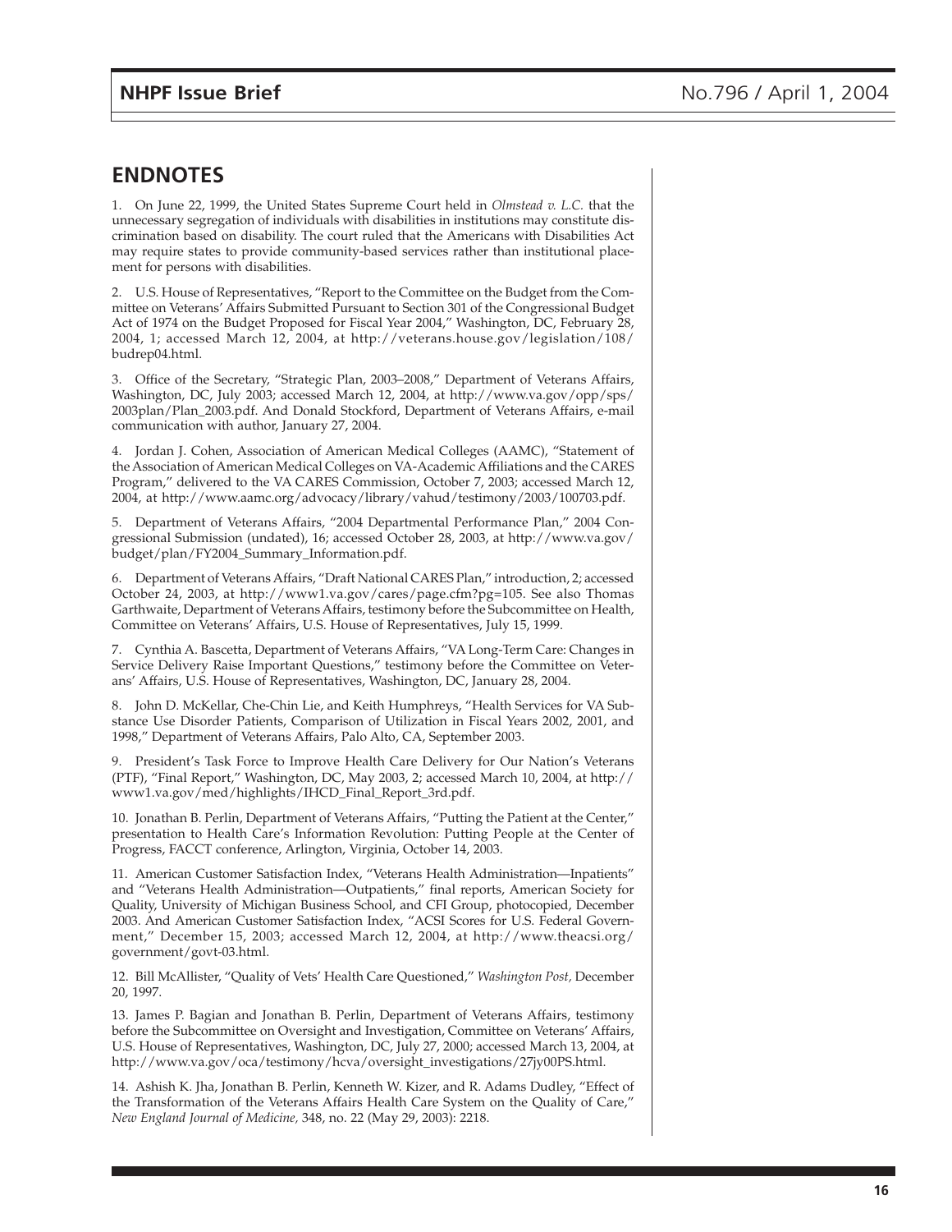## ENDNOTES

1. On June 22, 1999, the United States Supreme Court held in *Olmstead v. L.C.* that the unnecessary segregation of individuals with disabilities in institutions may constitute discrimination based on disability. The court ruled that the Americans with Disabilities Act may require states to provide community-based services rather than institutional placement for persons with disabilities.

2. U.S. House of Representatives, "Report to the Committee on the Budget from the Committee on Veterans' Affairs Submitted Pursuant to Section 301 of the Congressional Budget Act of 1974 on the Budget Proposed for Fiscal Year 2004," Washington, DC, February 28, 2004, 1; accessed March 12, 2004, at http://veterans.house.gov/legislation/108/budrep04.html.

3. Office of the Secretary, "Strategic Plan, 2003–2008," Department of Veterans Affairs, Washington, DC, July 2003; accessed March 12, 2004, at http://www.va.gov/opp/sps/2003plan/Plan_2003.pdf. And Donald Stockford, Department of Veterans Affairs, e-mail communication with author, January 27, 2004.

4. Jordan J. Cohen, Association of American Medical Colleges (AAMC), "Statement of the Association of American Medical Colleges on VA-Academic Affiliations and the CARES Program," delivered to the VA CARES Commission, October 7, 2003; accessed March 12, 2004, at http://www.aamc.org/advocacy/library/vahud/testimony/2003/100703.pdf.

5. Department of Veterans Affairs, "2004 Departmental Performance Plan," 2004 Congressional Submission (undated), 16; accessed October 28, 2003, at http://www.va.gov/budget/plan/FY2004_Summary_Information.pdf.

6. Department of Veterans Affairs, "Draft National CARES Plan," introduction, 2; accessed October 24, 2003, at http://www1.va.gov/cares/page.cfm?pg=105. See also Thomas Garthwaite, Department of Veterans Affairs, testimony before the Subcommittee on Health, Committee on Veterans' Affairs, U.S. House of Representatives, July 15, 1999.

7. Cynthia A. Bascetta, Department of Veterans Affairs, "VA Long-Term Care: Changes in Service Delivery Raise Important Questions," testimony before the Committee on Veterans' Affairs, U.S. House of Representatives, Washington, DC, January 28, 2004.

8. John D. McKellar, Che-Chin Lie, and Keith Humphreys, "Health Services for VA Substance Use Disorder Patients, Comparison of Utilization in Fiscal Years 2002, 2001, and 1998," Department of Veterans Affairs, Palo Alto, CA, September 2003.

9. President's Task Force to Improve Health Care Delivery for Our Nation's Veterans (PTF), "Final Report," Washington, DC, May 2003, 2; accessed March 10, 2004, at http://www1.va.gov/med/highlights/IHCD_Final_Report_3rd.pdf.

10. Jonathan B. Perlin, Department of Veterans Affairs, "Putting the Patient at the Center," presentation to Health Care's Information Revolution: Putting People at the Center of Progress, FACCT conference, Arlington, Virginia, October 14, 2003.

11. American Customer Satisfaction Index, "Veterans Health Administration—Inpatients" and "Veterans Health Administration—Outpatients," final reports, American Society for Quality, University of Michigan Business School, and CFI Group, photocopied, December 2003. And American Customer Satisfaction Index, "ACSI Scores for U.S. Federal Government," December 15, 2003; accessed March 12, 2004, at http://www.theacsi.org/government/govt-03.html.

12. Bill McAllister, "Quality of Vets' Health Care Questioned," *Washington Post,* December 20, 1997.

13. James P. Bagian and Jonathan B. Perlin, Department of Veterans Affairs, testimony before the Subcommittee on Oversight and Investigation, Committee on Veterans' Affairs, U.S. House of Representatives, Washington, DC, July 27, 2000; accessed March 13, 2004, at http://www.va.gov/oca/testimony/hcva/oversight_investigations/27jy00PS.html.

14. Ashish K. Jha, Jonathan B. Perlin, Kenneth W. Kizer, and R. Adams Dudley, "Effect of the Transformation of the Veterans Affairs Health Care System on the Quality of Care," *New England Journal of Medicine,* 348, no. 22 (May 29, 2003): 2218.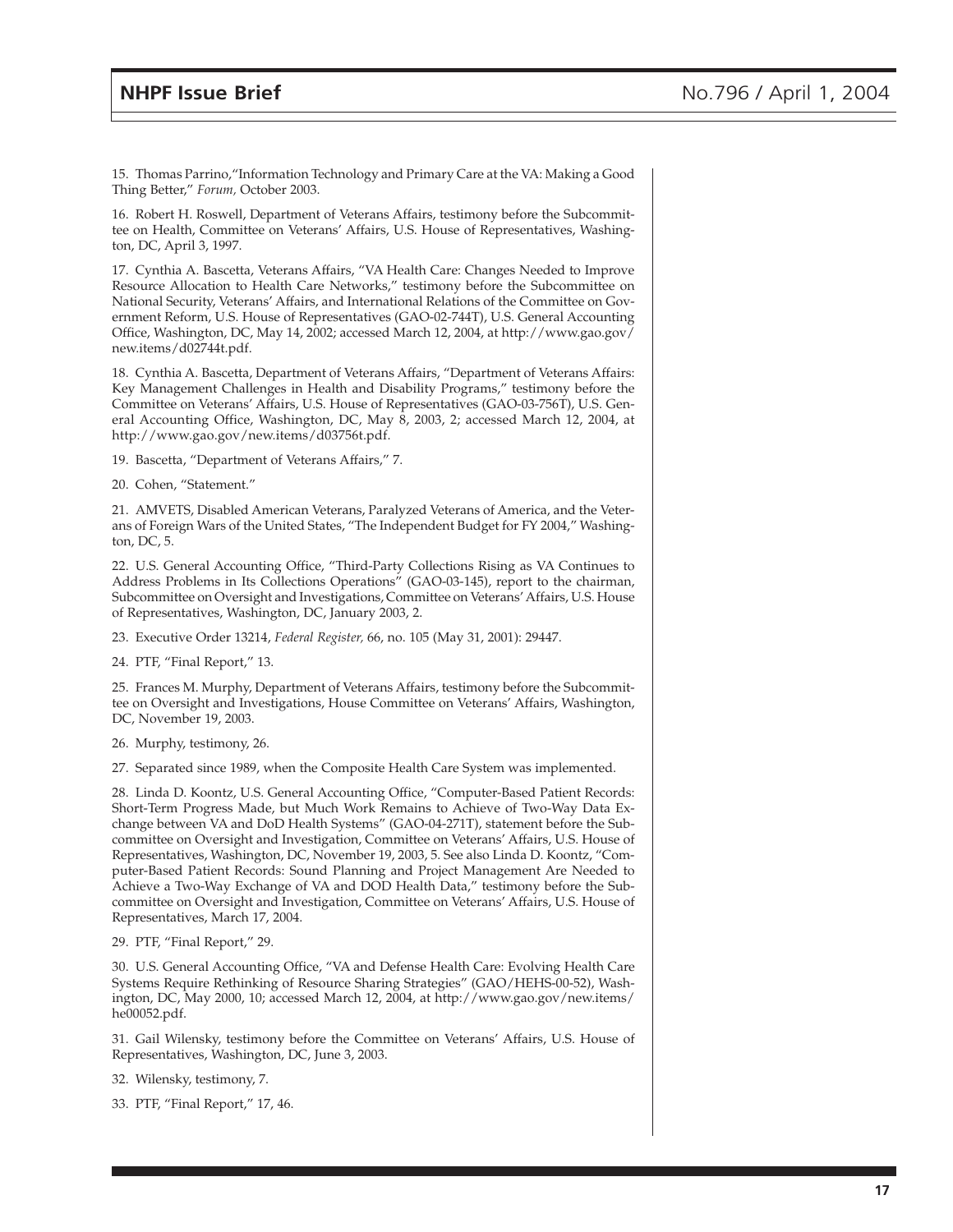15. Thomas Parrino,"Information Technology and Primary Care at the VA: Making a Good Thing Better," *Forum,* October 2003.

16. Robert H. Roswell, Department of Veterans Affairs, testimony before the Subcommittee on Health, Committee on Veterans' Affairs, U.S. House of Representatives, Washington, DC, April 3, 1997.

17. Cynthia A. Bascetta, Veterans Affairs, "VA Health Care: Changes Needed to Improve Resource Allocation to Health Care Networks," testimony before the Subcommittee on National Security, Veterans' Affairs, and International Relations of the Committee on Government Reform, U.S. House of Representatives (GAO-02-744T), U.S. General Accounting Office, Washington, DC, May 14, 2002; accessed March 12, 2004, at http://www.gao.gov/new.items/d02744t.pdf.

18. Cynthia A. Bascetta, Department of Veterans Affairs, "Department of Veterans Affairs: Key Management Challenges in Health and Disability Programs," testimony before the Committee on Veterans' Affairs, U.S. House of Representatives (GAO-03-756T), U.S. General Accounting Office, Washington, DC, May 8, 2003, 2; accessed March 12, 2004, at http://www.gao.gov/new.items/d03756t.pdf.

19. Bascetta, "Department of Veterans Affairs," 7.

20. Cohen, "Statement."

21. AMVETS, Disabled American Veterans, Paralyzed Veterans of America, and the Veterans of Foreign Wars of the United States, "The Independent Budget for FY 2004," Washington, DC, 5.

22. U.S. General Accounting Office, "Third-Party Collections Rising as VA Continues to Address Problems in Its Collections Operations" (GAO-03-145), report to the chairman, Subcommittee on Oversight and Investigations, Committee on Veterans' Affairs, U.S. House of Representatives, Washington, DC, January 2003, 2.

23. Executive Order 13214, *Federal Register,* 66, no. 105 (May 31, 2001): 29447.

24. PTF, "Final Report," 13.

25. Frances M. Murphy, Department of Veterans Affairs, testimony before the Subcommittee on Oversight and Investigations, House Committee on Veterans' Affairs, Washington, DC, November 19, 2003.

26. Murphy, testimony, 26.

27. Separated since 1989, when the Composite Health Care System was implemented.

28. Linda D. Koontz, U.S. General Accounting Office, "Computer-Based Patient Records: Short-Term Progress Made, but Much Work Remains to Achieve of Two-Way Data Exchange between VA and DoD Health Systems" (GAO-04-271T), statement before the Subcommittee on Oversight and Investigation, Committee on Veterans' Affairs, U.S. House of Representatives, Washington, DC, November 19, 2003, 5. See also Linda D. Koontz, "Computer-Based Patient Records: Sound Planning and Project Management Are Needed to Achieve a Two-Way Exchange of VA and DOD Health Data," testimony before the Subcommittee on Oversight and Investigation, Committee on Veterans' Affairs, U.S. House of Representatives, March 17, 2004.

29. PTF, "Final Report," 29.

30. U.S. General Accounting Office, "VA and Defense Health Care: Evolving Health Care Systems Require Rethinking of Resource Sharing Strategies" (GAO/HEHS-00-52), Washington, DC, May 2000, 10; accessed March 12, 2004, at http://www.gao.gov/new.items/he00052.pdf.

31. Gail Wilensky, testimony before the Committee on Veterans' Affairs, U.S. House of Representatives, Washington, DC, June 3, 2003.

32. Wilensky, testimony, 7.

33. PTF, "Final Report," 17, 46.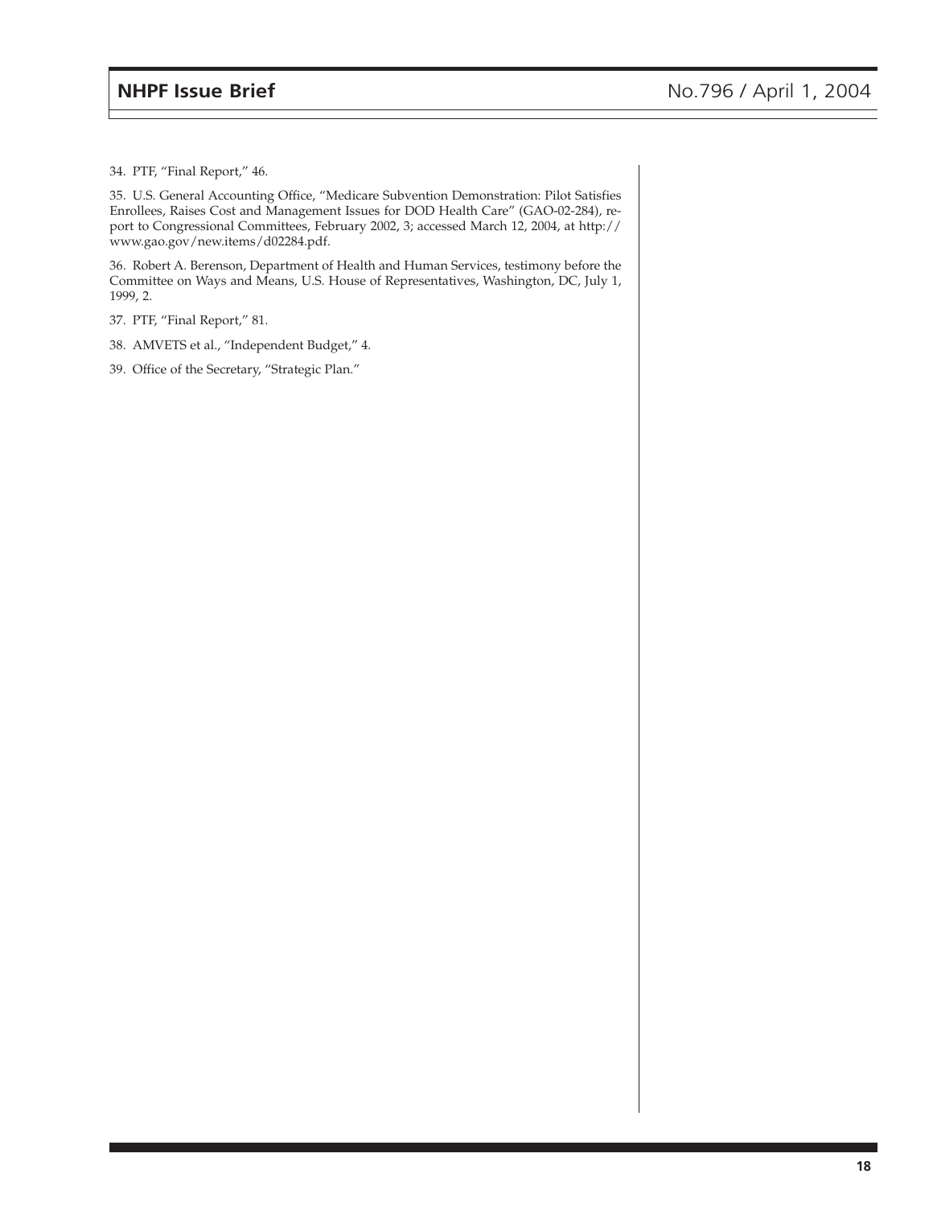34. PTF, "Final Report," 46.

35. U.S. General Accounting Office, "Medicare Subvention Demonstration: Pilot Satisfies Enrollees, Raises Cost and Management Issues for DOD Health Care" (GAO-02-284), report to Congressional Committees, February 2002, 3; accessed March 12, 2004, at http://www.gao.gov/new.items/d02284.pdf.

36. Robert A. Berenson, Department of Health and Human Services, testimony before the Committee on Ways and Means, U.S. House of Representatives, Washington, DC, July 1, 1999, 2.

37. PTF, "Final Report," 81.

38. AMVETS et al., "Independent Budget," 4.

39. Office of the Secretary, "Strategic Plan."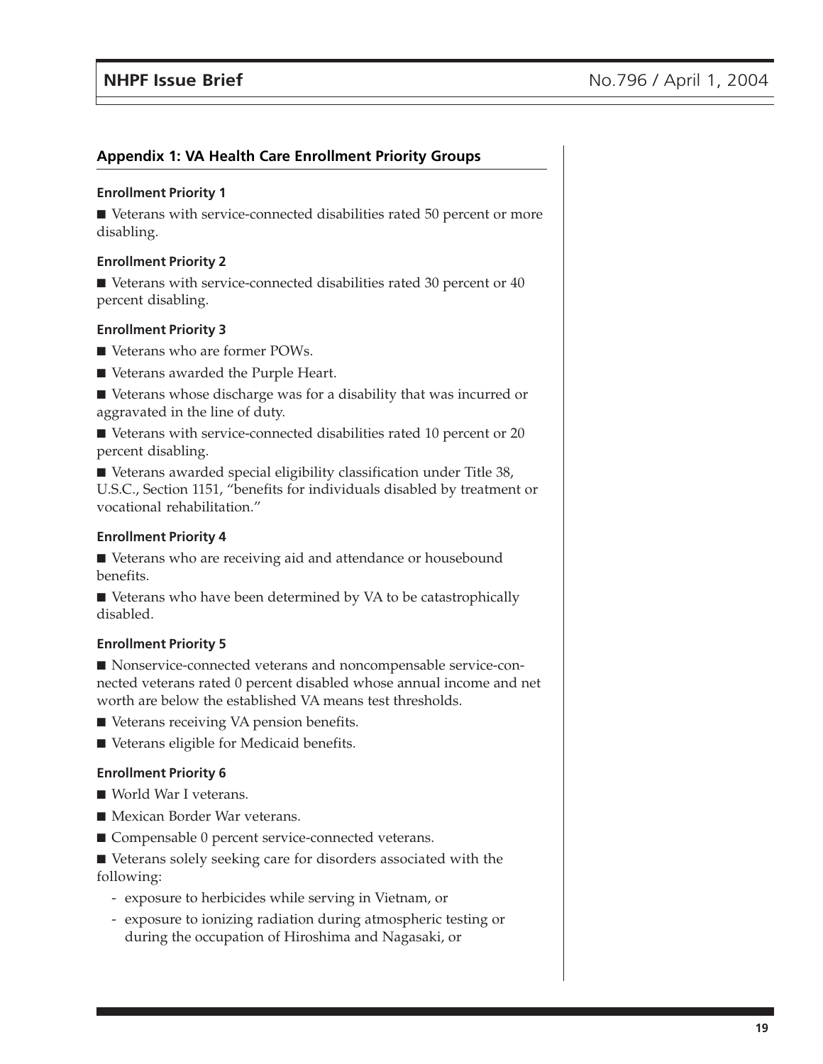## Appendix 1: VA Health Care Enrollment Priority Groups

**Enrollment Priority 1**

- Veterans with service-connected disabilities rated 50 percent or more disabling.

**Enrollment Priority 2**

- Veterans with service-connected disabilities rated 30 percent or 40 percent disabling.

**Enrollment Priority 3**

- Veterans who are former POWs.
- Veterans awarded the Purple Heart.
- Veterans whose discharge was for a disability that was incurred or aggravated in the line of duty.
- Veterans with service-connected disabilities rated 10 percent or 20 percent disabling.
- Veterans awarded special eligibility classification under Title 38, U.S.C., Section 1151, "benefits for individuals disabled by treatment or vocational rehabilitation."

**Enrollment Priority 4**

- Veterans who are receiving aid and attendance or housebound benefits.
- Veterans who have been determined by VA to be catastrophically disabled.

**Enrollment Priority 5**

- Nonservice-connected veterans and noncompensable service-connected veterans rated 0 percent disabled whose annual income and net worth are below the established VA means test thresholds.
- Veterans receiving VA pension benefits.
- Veterans eligible for Medicaid benefits.

**Enrollment Priority 6**

- World War I veterans.
- Mexican Border War veterans.
- Compensable 0 percent service-connected veterans.
- Veterans solely seeking care for disorders associated with the following:
  - exposure to herbicides while serving in Vietnam, or
  - exposure to ionizing radiation during atmospheric testing or during the occupation of Hiroshima and Nagasaki, or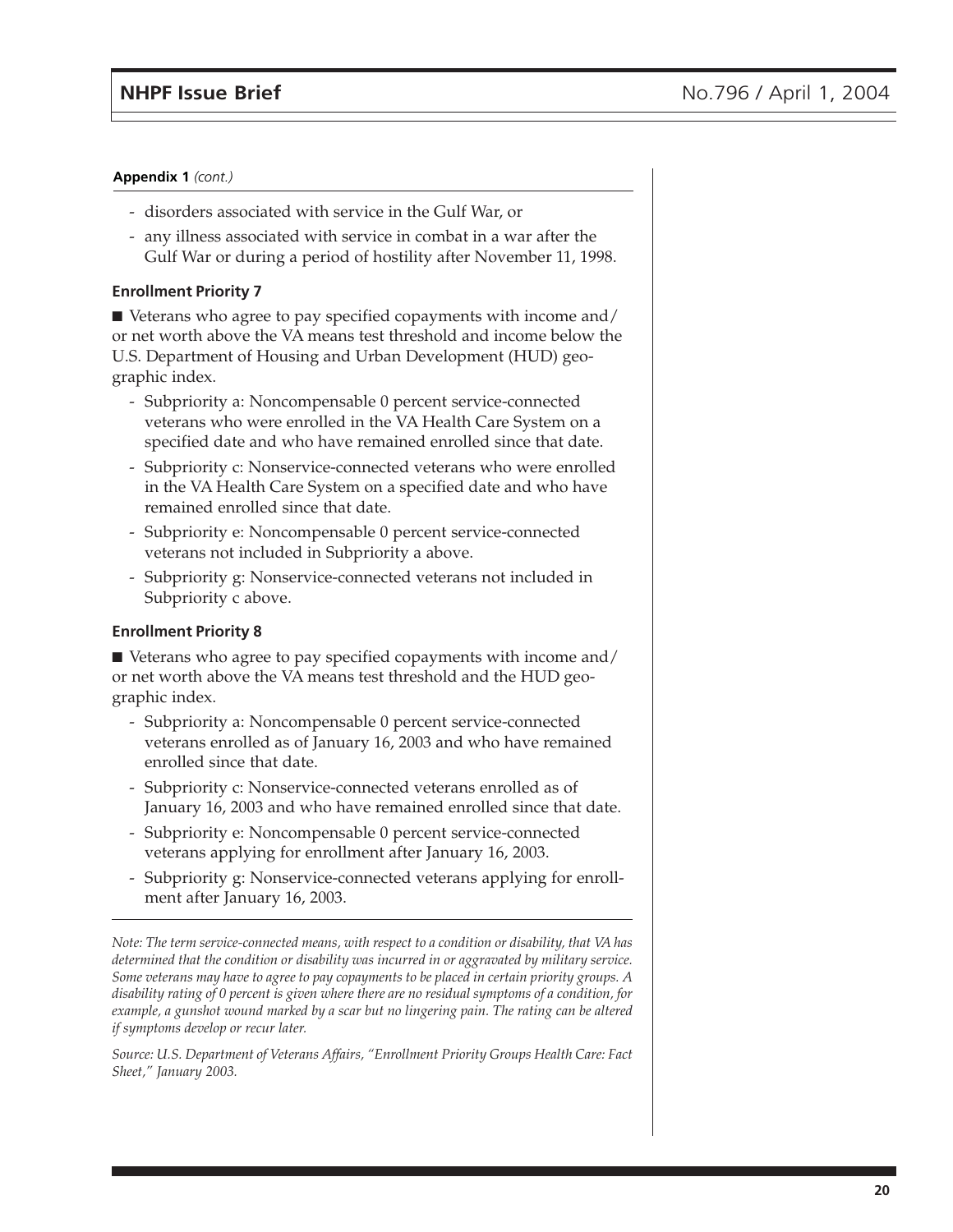**Appendix 1** *(cont.)*

- disorders associated with service in the Gulf War, or
- any illness associated with service in combat in a war after the Gulf War or during a period of hostility after November 11, 1998.

**Enrollment Priority 7**

■ Veterans who agree to pay specified copayments with income and/or net worth above the VA means test threshold and income below the U.S. Department of Housing and Urban Development (HUD) geographic index.

- Subpriority a: Noncompensable 0 percent service-connected veterans who were enrolled in the VA Health Care System on a specified date and who have remained enrolled since that date.
- Subpriority c: Nonservice-connected veterans who were enrolled in the VA Health Care System on a specified date and who have remained enrolled since that date.
- Subpriority e: Noncompensable 0 percent service-connected veterans not included in Subpriority a above.
- Subpriority g: Nonservice-connected veterans not included in Subpriority c above.

**Enrollment Priority 8**

■ Veterans who agree to pay specified copayments with income and/or net worth above the VA means test threshold and the HUD geographic index.

- Subpriority a: Noncompensable 0 percent service-connected veterans enrolled as of January 16, 2003 and who have remained enrolled since that date.
- Subpriority c: Nonservice-connected veterans enrolled as of January 16, 2003 and who have remained enrolled since that date.
- Subpriority e: Noncompensable 0 percent service-connected veterans applying for enrollment after January 16, 2003.
- Subpriority g: Nonservice-connected veterans applying for enrollment after January 16, 2003.

*Note: The term service-connected means, with respect to a condition or disability, that VA has determined that the condition or disability was incurred in or aggravated by military service. Some veterans may have to agree to pay copayments to be placed in certain priority groups. A disability rating of 0 percent is given where there are no residual symptoms of a condition, for example, a gunshot wound marked by a scar but no lingering pain. The rating can be altered if symptoms develop or recur later.*

*Source: U.S. Department of Veterans Affairs, "Enrollment Priority Groups Health Care: Fact Sheet," January 2003.*